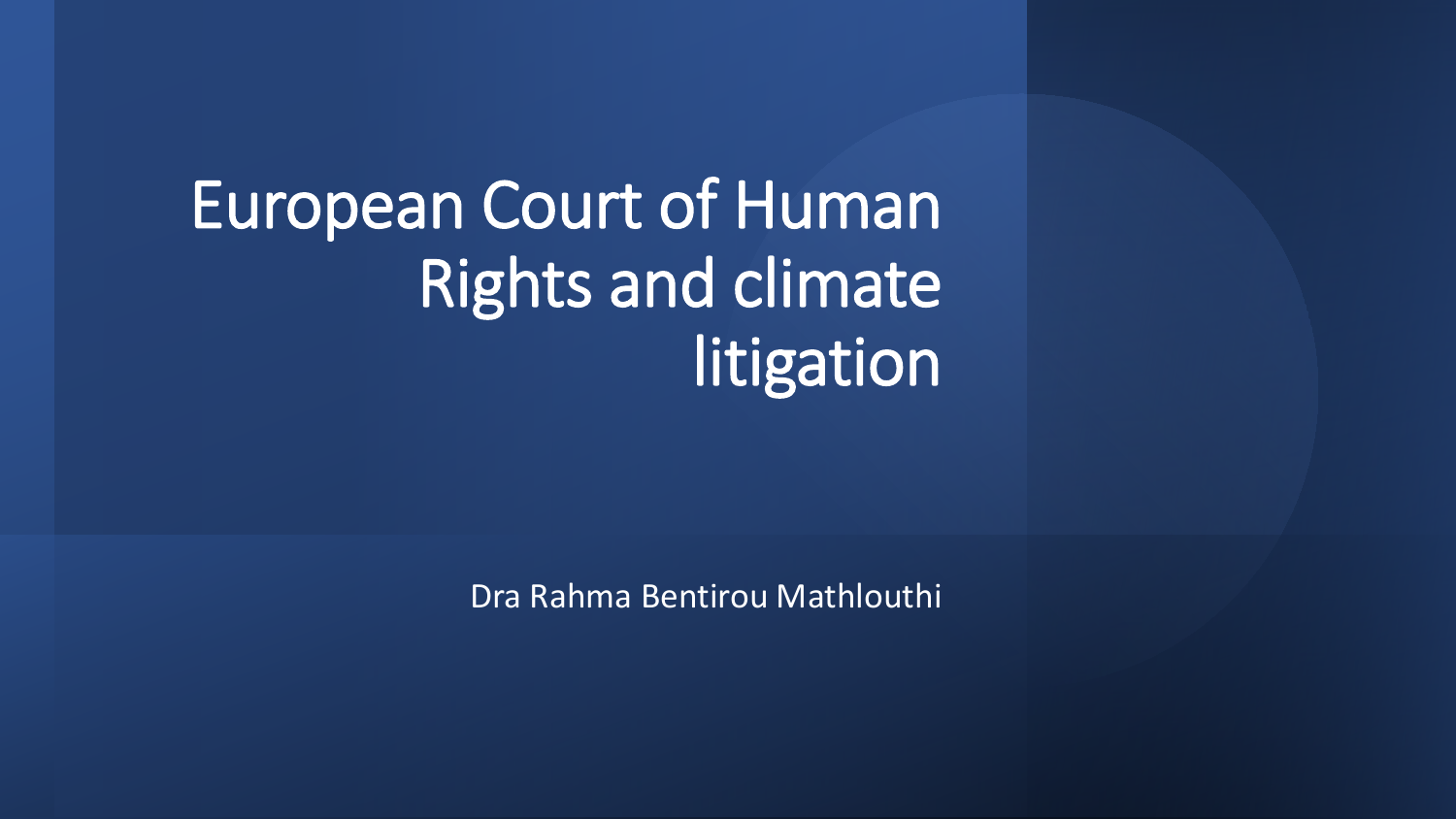# European Court of Human Rights and climate litigation

Dra Rahma Bentirou Mathlouthi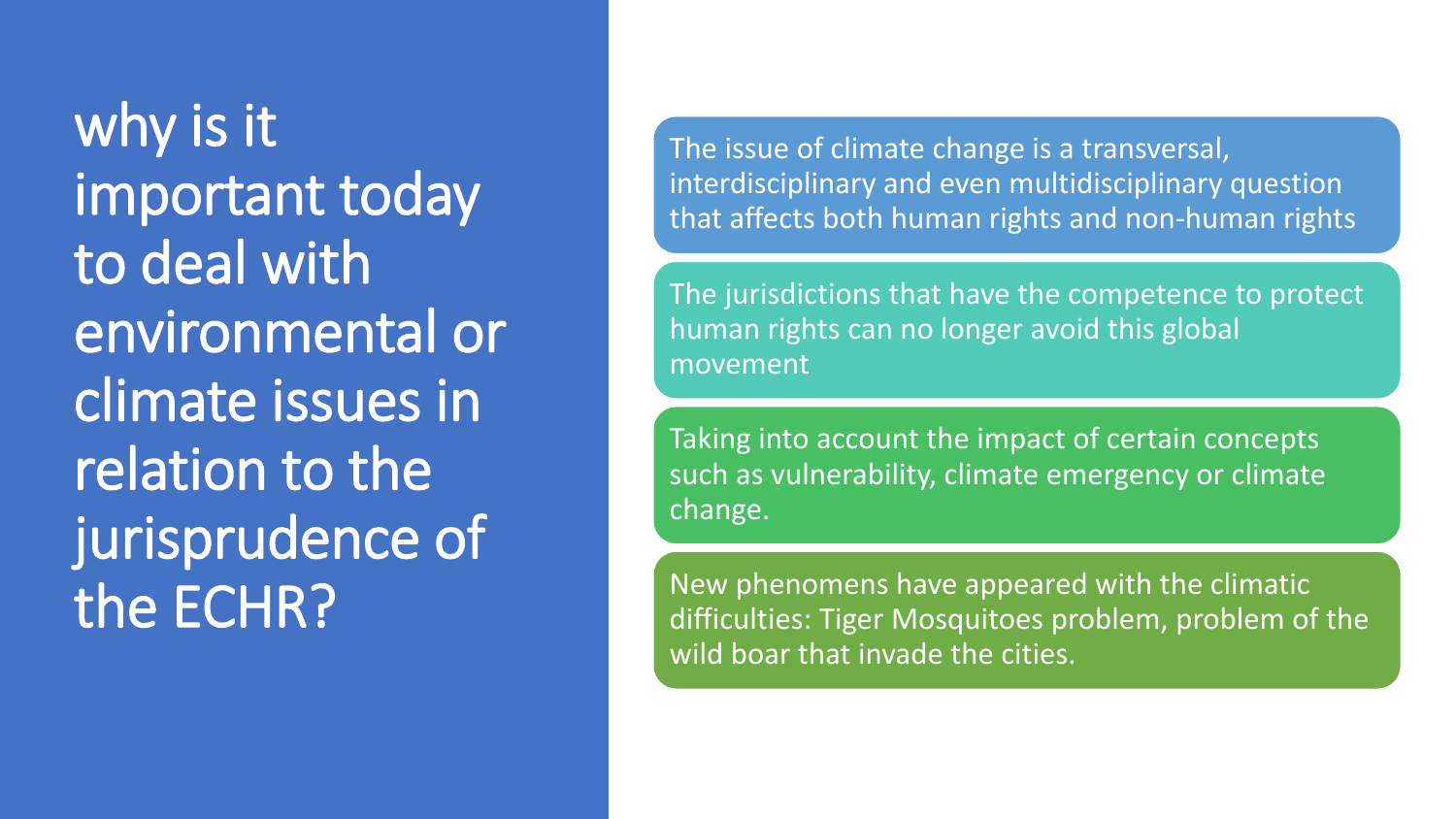# why is it important today to deal with environmental or climate issues in relation to the jurisprudence of the ECHR?

- The issue of climate change is a transversal, interdisciplinary and even multidisciplinary question that affects both human rights and non-human rights
- The jurisdictions that have the competence to protect human rights can no longer avoid this global movement
- Taking into account the impact of certain concepts such as vulnerability, climate emergency or climate change.
- New phenomens have appeared with the climatic difficulties: Tiger Mosquitoes problem, problem of the wild boar that invade the cities.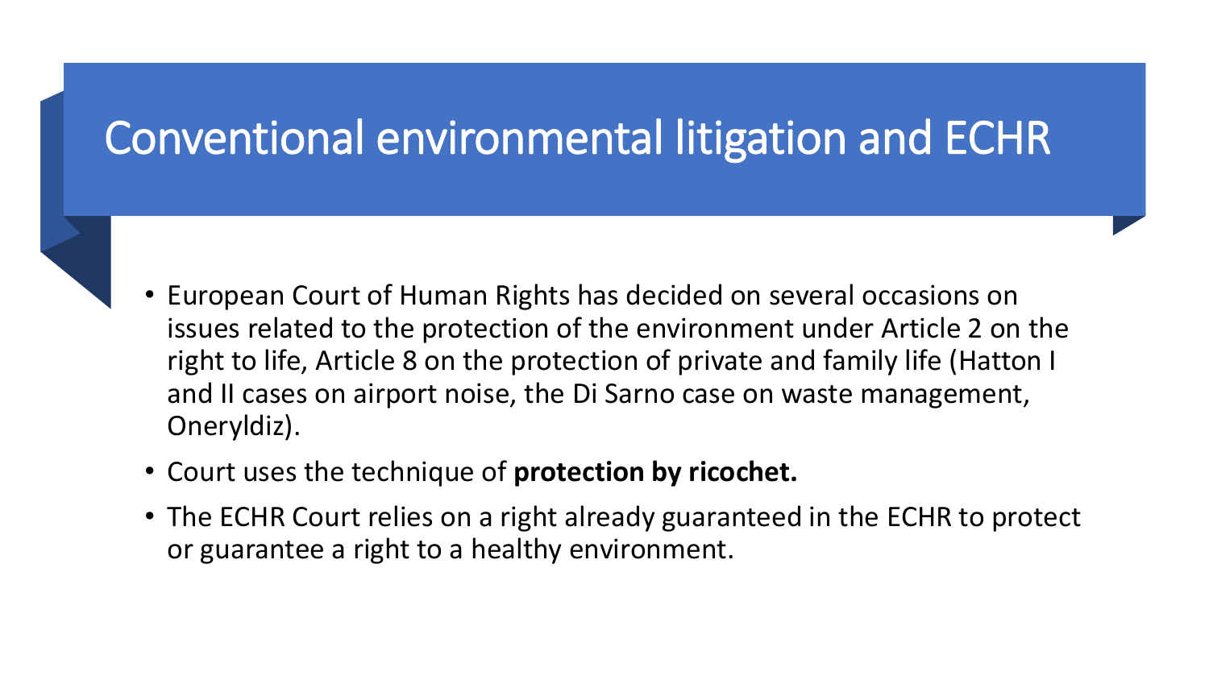# Conventional environmental litigation and ECHR

- European Court of Human Rights has decided on several occasions on issues related to the protection of the environment under Article 2 on the right to life, Article 8 on the protection of private and family life (Hatton I and II cases on airport noise, the Di Sarno case on waste management, Oneryldiz).
- Court uses the technique of **protection by ricochet.**
- The ECHR Court relies on a right already guaranteed in the ECHR to protect or guarantee a right to a healthy environment.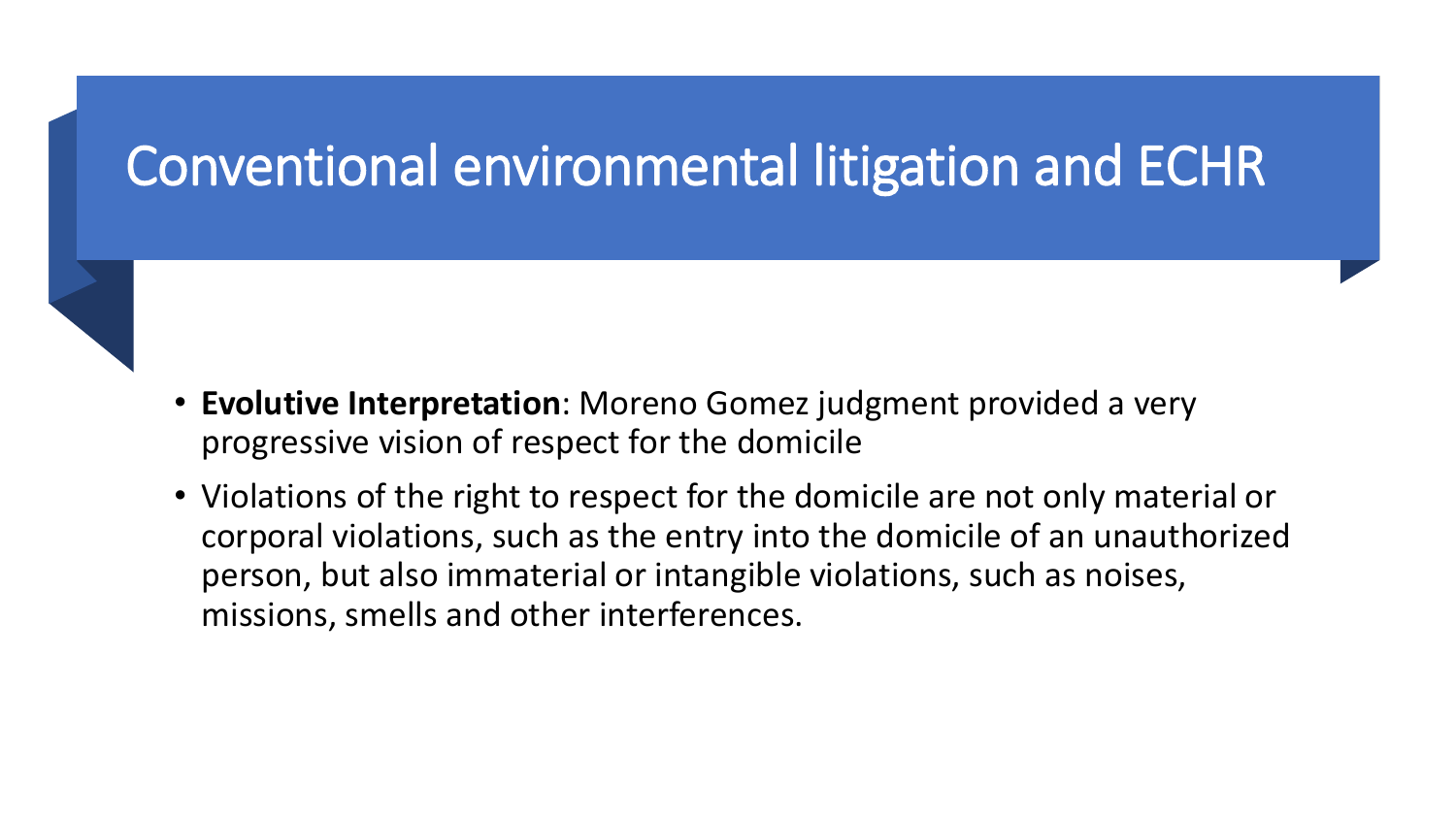# Conventional environmental litigation and ECHR

- **Evolutive Interpretation**: Moreno Gomez judgment provided a very progressive vision of respect for the domicile
- Violations of the right to respect for the domicile are not only material or corporal violations, such as the entry into the domicile of an unauthorized person, but also immaterial or intangible violations, such as noises, missions, smells and other interferences.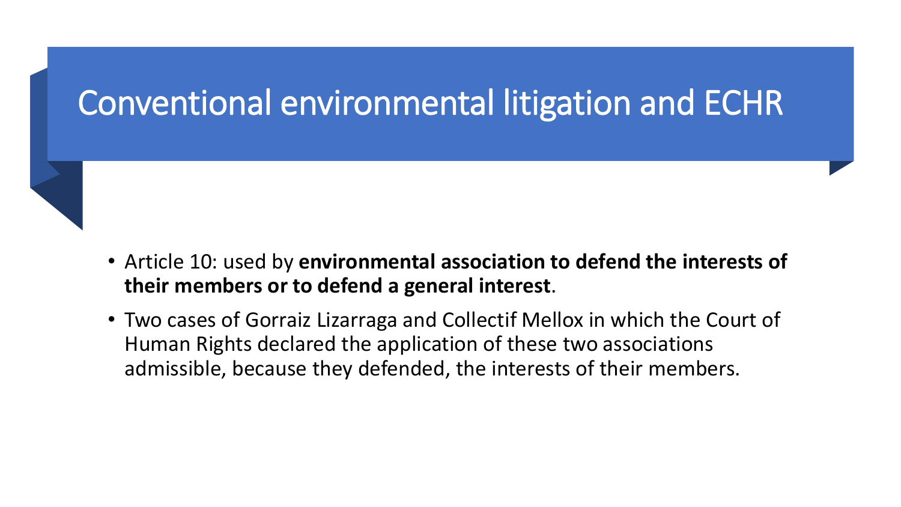# Conventional environmental litigation and ECHR

- Article 10: used by **environmental association to defend the interests of their members or to defend a general interest**.
- Two cases of Gorraiz Lizarraga and Collectif Mellox in which the Court of Human Rights declared the application of these two associations admissible, because they defended, the interests of their members.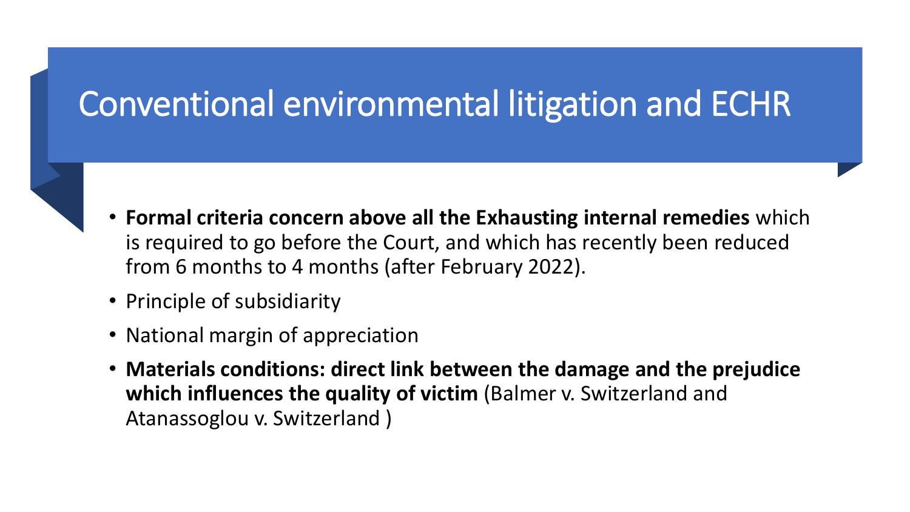# Conventional environmental litigation and ECHR

- **Formal criteria concern above all the Exhausting internal remedies** which is required to go before the Court, and which has recently been reduced from 6 months to 4 months (after February 2022).
- Principle of subsidiarity
- National margin of appreciation
- **Materials conditions: direct link between the damage and the prejudice which influences the quality of victim** (Balmer v. Switzerland and Atanassoglou v. Switzerland )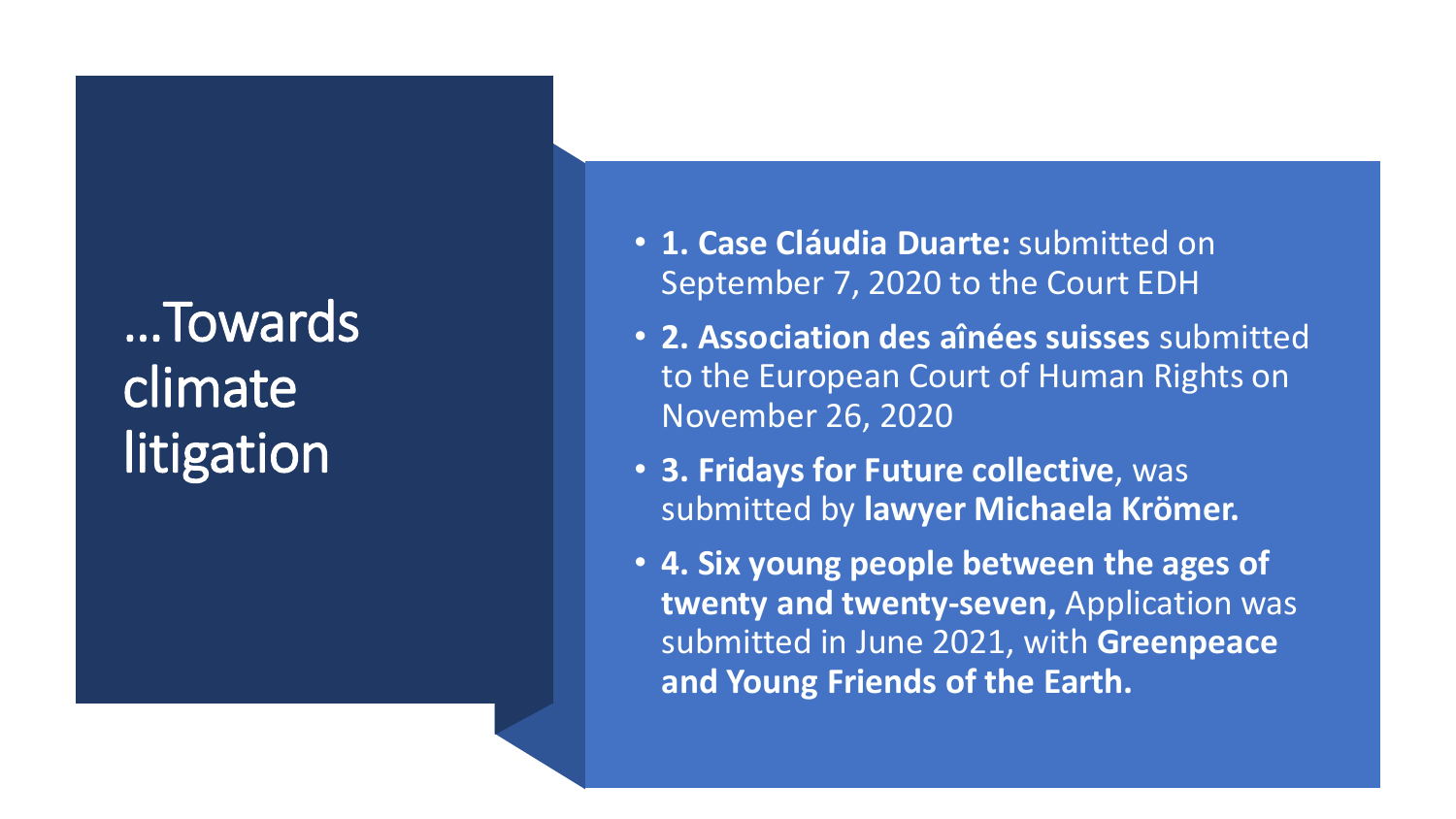# …Towards climate litigation

- **1. Case Cláudia Duarte:** submitted on September 7, 2020 to the Court EDH
- **2. Association des aînées suisses** submitted to the European Court of Human Rights on November 26, 2020
- **3. Fridays for Future collective**, was submitted by **lawyer Michaela Krömer.**
- **4. Six young people between the ages of twenty and twenty-seven,** Application was submitted in June 2021, with **Greenpeace and Young Friends of the Earth.**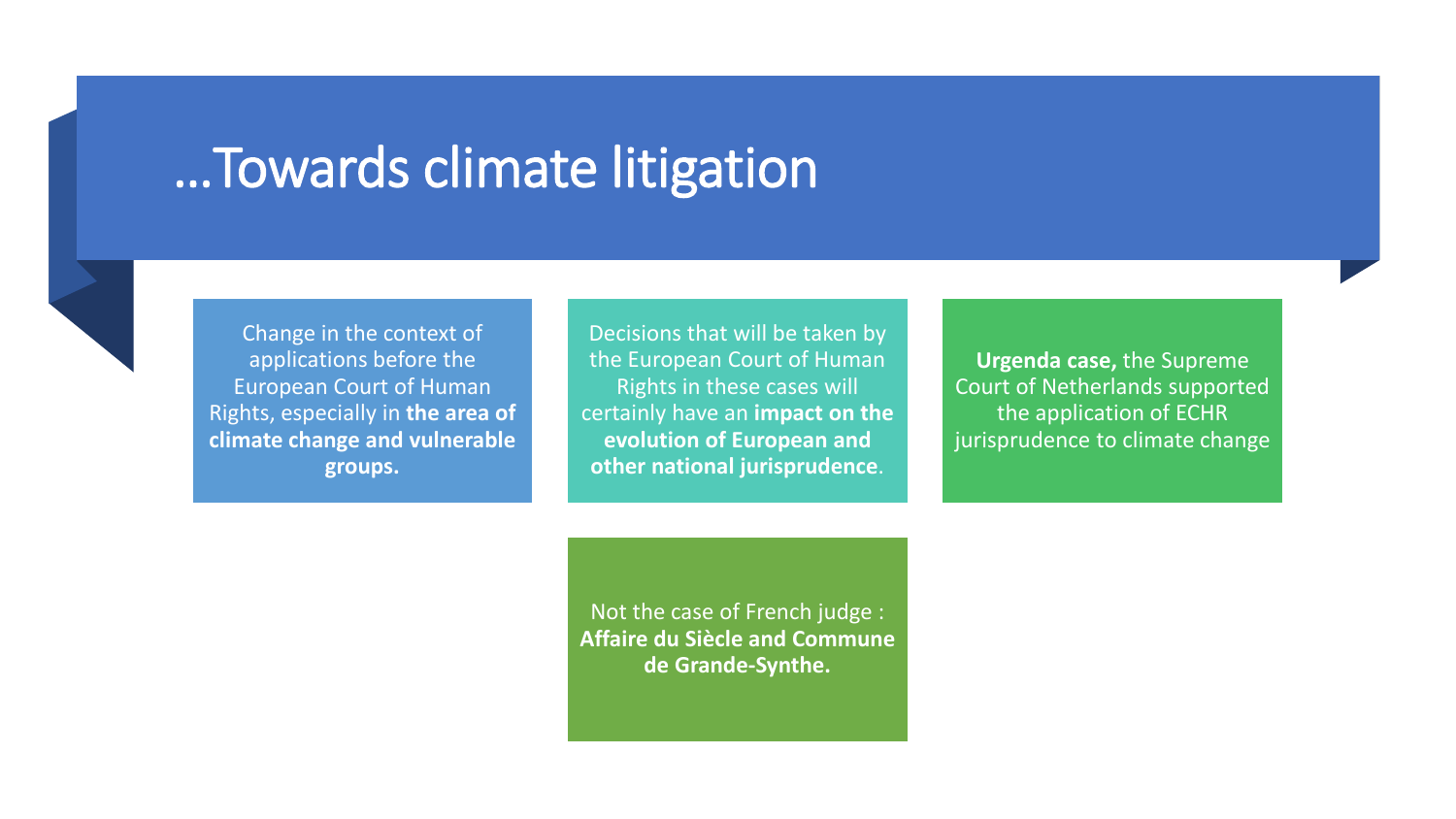# …Towards climate litigation

Change in the context of applications before the European Court of Human Rights, especially in **the area of climate change and vulnerable groups.**

Decisions that will be taken by the European Court of Human Rights in these cases will certainly have an **impact on the evolution of European and other national jurisprudence**.

**Urgenda case,** the Supreme Court of Netherlands supported the application of ECHR jurisprudence to climate change

Not the case of French judge : **Affaire du Siècle and Commune de Grande-Synthe.**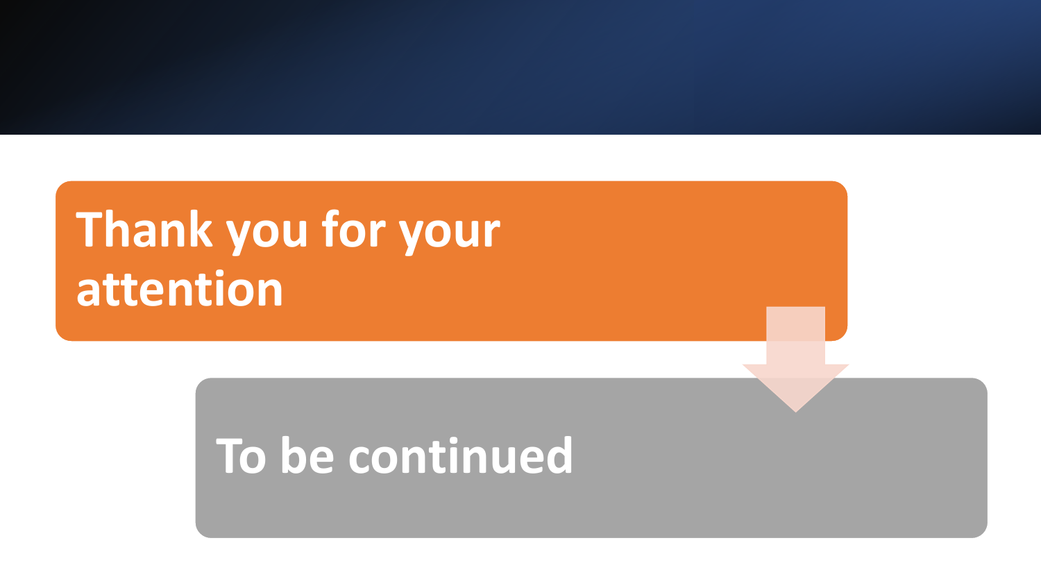Thank you for your attention

To be continued